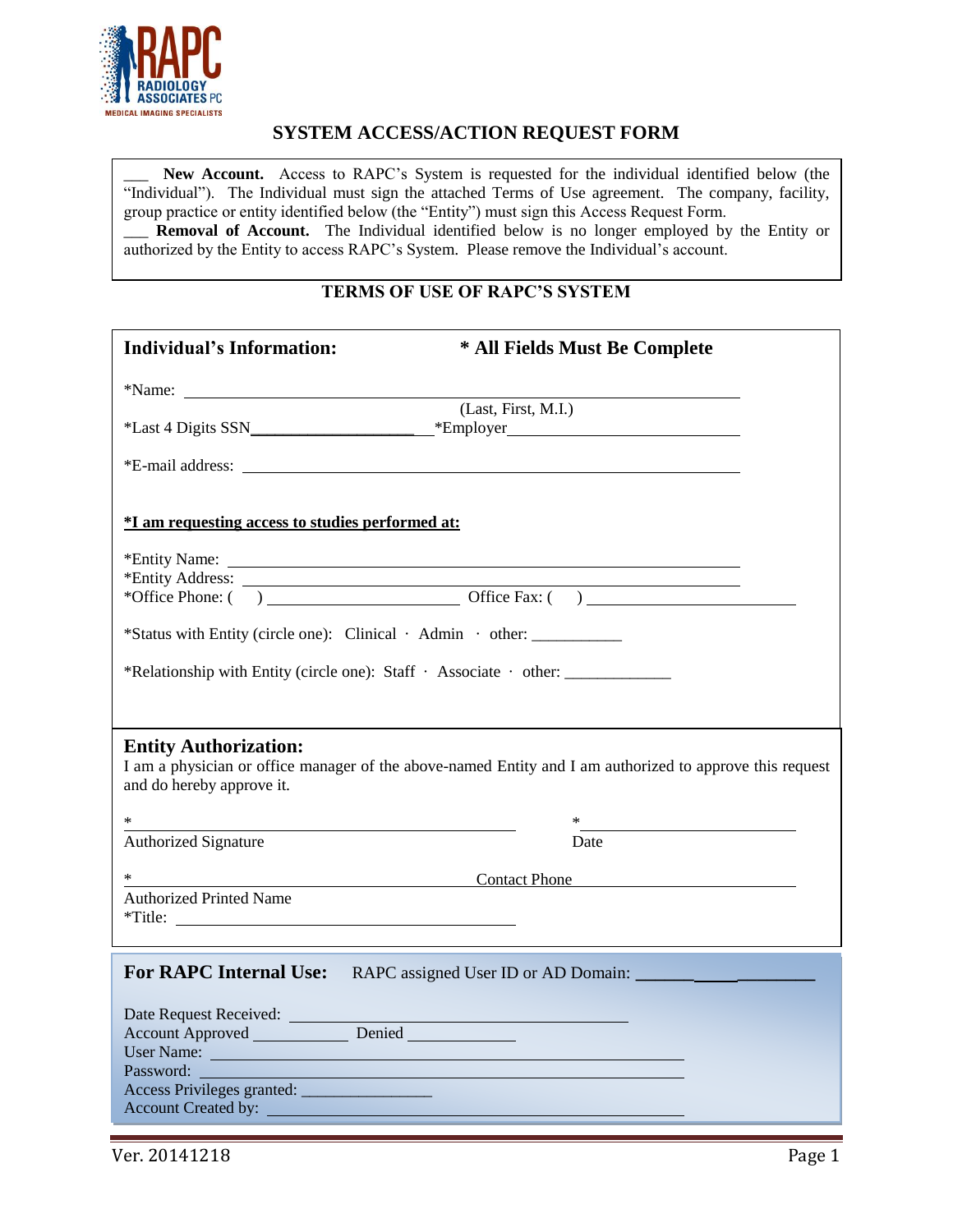# SYSTEM ACCESS/ACTION REQUEST FORM

___ **New Account.** Access to RAPC's System is requested for the individual identified below (the "Individual"). The Individual must sign the attached Terms of Use agreement. The company, facility, group practice or entity identified below (the "Entity") must sign this Access Request Form.

___ **Removal of Account.** The Individual identified below is no longer employed by the Entity or authorized by the Entity to access RAPC's System. Please remove the Individual's account.

## TERMS OF USE OF RAPC'S SYSTEM

### Individual's Information: * All Fields Must Be Complete

*Name: ____________________________________________
(Last, First, M.I.)

*Last 4 Digits SSN____________________ *Employer____________________

*E-mail address: ____________________________________________

**<u>*I am requesting access to studies performed at:</u>**

*Entity Name: ____________________________________________

*Entity Address: ____________________________________________

*Office Phone: ( ) ____________________ Office Fax: ( ) ____________________

*Status with Entity (circle one): Clinical · Admin · other: ___________

*Relationship with Entity (circle one): Staff · Associate · other: _____________

### Entity Authorization:

I am a physician or office manager of the above-named Entity and I am authorized to approve this request and do hereby approve it.

* ____________________________________ * ____________________

Authorized Signature Date

* ____________________________________ Contact Phone ____________________

Authorized Printed Name

*Title: ____________________________________

### For RAPC Internal Use: RAPC assigned User ID or AD Domain: ____________________

Date Request Received: ____________________

Account Approved ___________ Denied ___________

User Name: ____________________

Password: ____________________

Access Privileges granted: _______________

Account Created by: ____________________

Ver. 20141218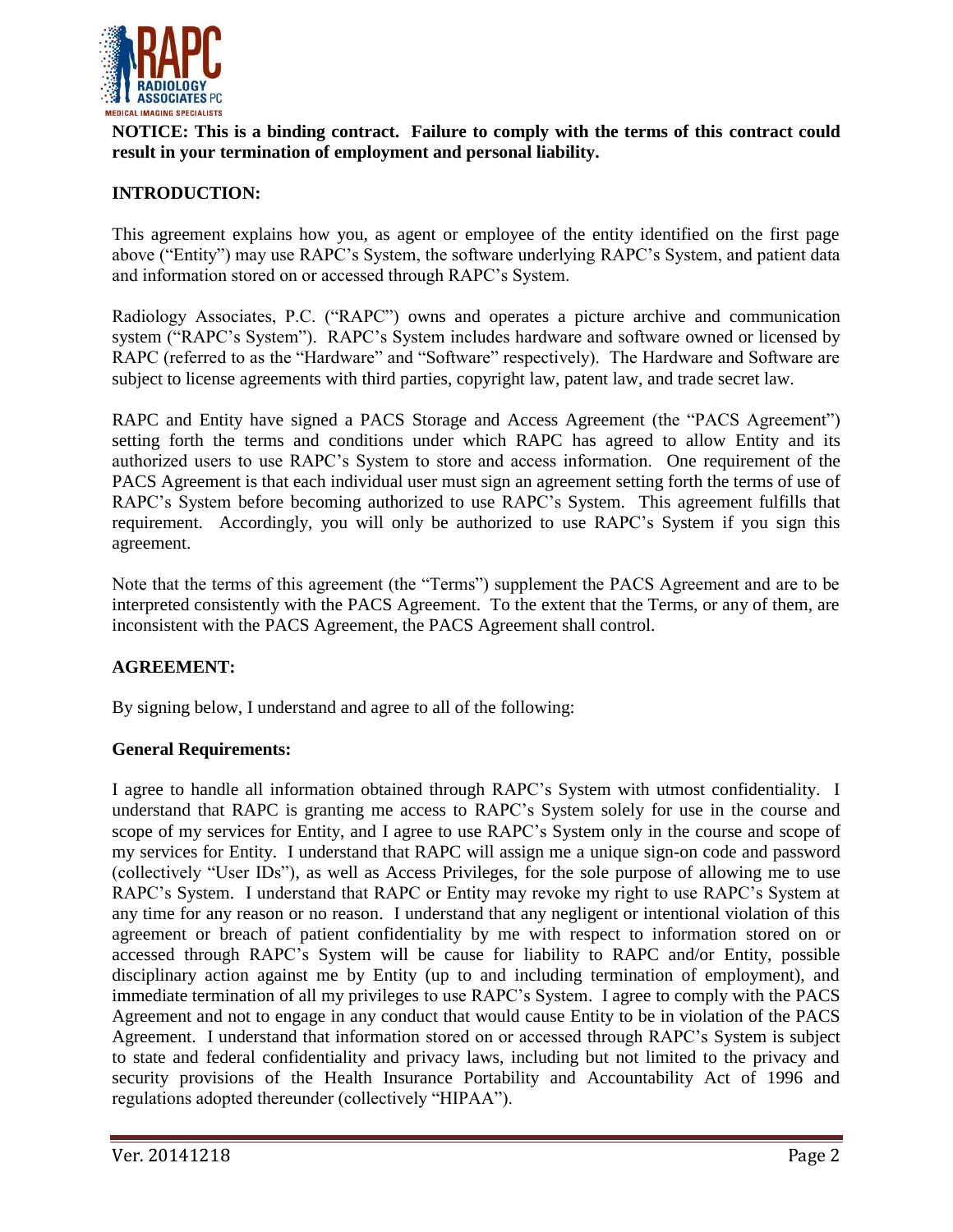**NOTICE: This is a binding contract. Failure to comply with the terms of this contract could result in your termination of employment and personal liability.**

**INTRODUCTION:**

This agreement explains how you, as agent or employee of the entity identified on the first page above ("Entity") may use RAPC's System, the software underlying RAPC's System, and patient data and information stored on or accessed through RAPC's System.

Radiology Associates, P.C. ("RAPC") owns and operates a picture archive and communication system ("RAPC's System"). RAPC's System includes hardware and software owned or licensed by RAPC (referred to as the "Hardware" and "Software" respectively). The Hardware and Software are subject to license agreements with third parties, copyright law, patent law, and trade secret law.

RAPC and Entity have signed a PACS Storage and Access Agreement (the "PACS Agreement") setting forth the terms and conditions under which RAPC has agreed to allow Entity and its authorized users to use RAPC's System to store and access information. One requirement of the PACS Agreement is that each individual user must sign an agreement setting forth the terms of use of RAPC's System before becoming authorized to use RAPC's System. This agreement fulfills that requirement. Accordingly, you will only be authorized to use RAPC's System if you sign this agreement.

Note that the terms of this agreement (the "Terms") supplement the PACS Agreement and are to be interpreted consistently with the PACS Agreement. To the extent that the Terms, or any of them, are inconsistent with the PACS Agreement, the PACS Agreement shall control.

**AGREEMENT:**

By signing below, I understand and agree to all of the following:

**General Requirements:**

I agree to handle all information obtained through RAPC's System with utmost confidentiality. I understand that RAPC is granting me access to RAPC's System solely for use in the course and scope of my services for Entity, and I agree to use RAPC's System only in the course and scope of my services for Entity. I understand that RAPC will assign me a unique sign-on code and password (collectively "User IDs"), as well as Access Privileges, for the sole purpose of allowing me to use RAPC's System. I understand that RAPC or Entity may revoke my right to use RAPC's System at any time for any reason or no reason. I understand that any negligent or intentional violation of this agreement or breach of patient confidentiality by me with respect to information stored on or accessed through RAPC's System will be cause for liability to RAPC and/or Entity, possible disciplinary action against me by Entity (up to and including termination of employment), and immediate termination of all my privileges to use RAPC's System. I agree to comply with the PACS Agreement and not to engage in any conduct that would cause Entity to be in violation of the PACS Agreement. I understand that information stored on or accessed through RAPC's System is subject to state and federal confidentiality and privacy laws, including but not limited to the privacy and security provisions of the Health Insurance Portability and Accountability Act of 1996 and regulations adopted thereunder (collectively "HIPAA").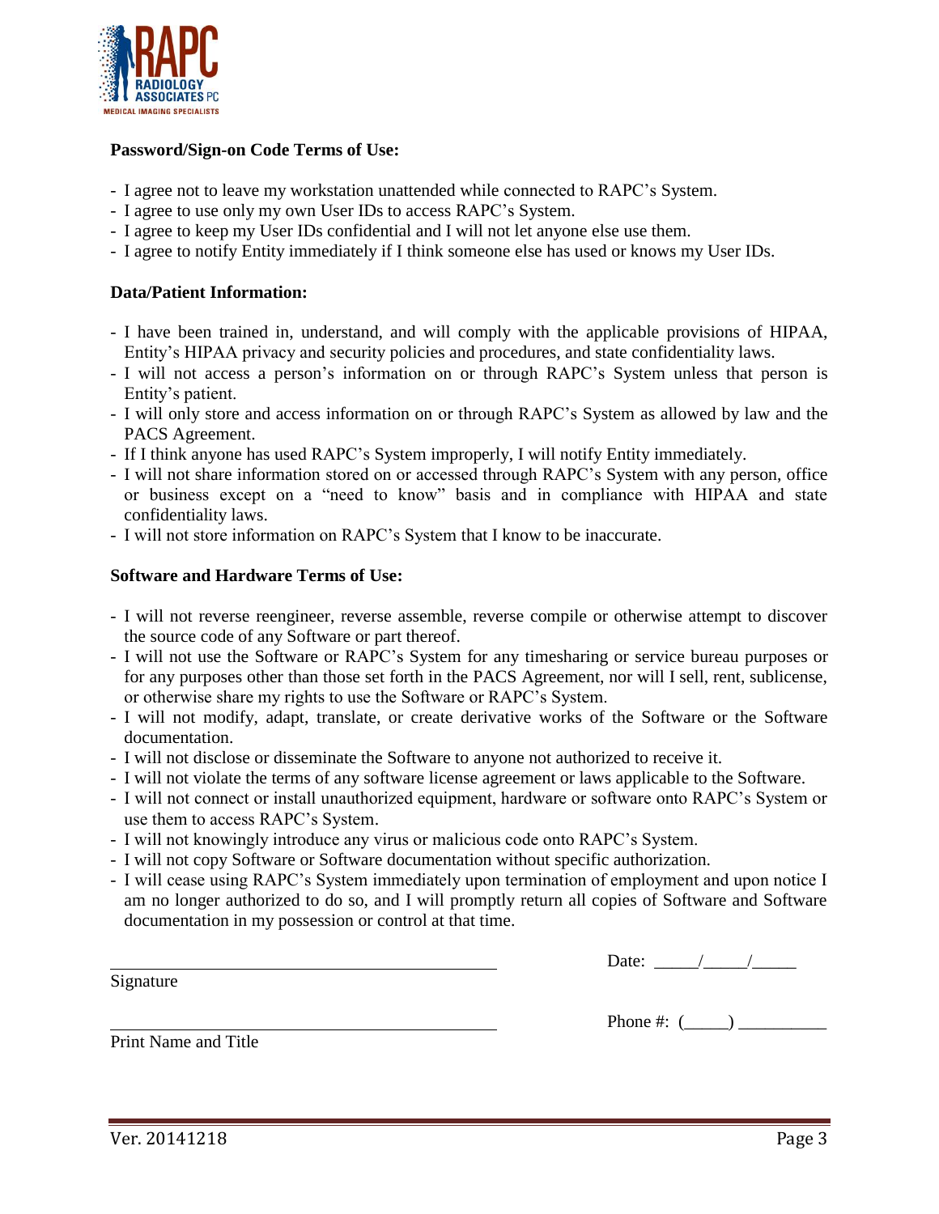**Password/Sign-on Code Terms of Use:**

- I agree not to leave my workstation unattended while connected to RAPC's System.
- I agree to use only my own User IDs to access RAPC's System.
- I agree to keep my User IDs confidential and I will not let anyone else use them.
- I agree to notify Entity immediately if I think someone else has used or knows my User IDs.

**Data/Patient Information:**

- I have been trained in, understand, and will comply with the applicable provisions of HIPAA, Entity's HIPAA privacy and security policies and procedures, and state confidentiality laws.
- I will not access a person's information on or through RAPC's System unless that person is Entity's patient.
- I will only store and access information on or through RAPC's System as allowed by law and the PACS Agreement.
- If I think anyone has used RAPC's System improperly, I will notify Entity immediately.
- I will not share information stored on or accessed through RAPC's System with any person, office or business except on a "need to know" basis and in compliance with HIPAA and state confidentiality laws.
- I will not store information on RAPC's System that I know to be inaccurate.

**Software and Hardware Terms of Use:**

- I will not reverse reengineer, reverse assemble, reverse compile or otherwise attempt to discover the source code of any Software or part thereof.
- I will not use the Software or RAPC's System for any timesharing or service bureau purposes or for any purposes other than those set forth in the PACS Agreement, nor will I sell, rent, sublicense, or otherwise share my rights to use the Software or RAPC's System.
- I will not modify, adapt, translate, or create derivative works of the Software or the Software documentation.
- I will not disclose or disseminate the Software to anyone not authorized to receive it.
- I will not violate the terms of any software license agreement or laws applicable to the Software.
- I will not connect or install unauthorized equipment, hardware or software onto RAPC's System or use them to access RAPC's System.
- I will not knowingly introduce any virus or malicious code onto RAPC's System.
- I will not copy Software or Software documentation without specific authorization.
- I will cease using RAPC's System immediately upon termination of employment and upon notice I am no longer authorized to do so, and I will promptly return all copies of Software and Software documentation in my possession or control at that time.

\_\_\_\_\_\_\_\_\_\_\_\_\_\_\_\_\_\_\_\_\_\_\_\_\_\_\_\_\_\_\_\_\_\_\_\_\_\_\_\_ Date: \_\_\_\_\_/\_\_\_\_\_/\_\_\_\_\_

Signature

\_\_\_\_\_\_\_\_\_\_\_\_\_\_\_\_\_\_\_\_\_\_\_\_\_\_\_\_\_\_\_\_\_\_\_\_\_\_\_\_ Phone #: (\_\_\_\_\_) \_\_\_\_\_\_\_\_\_\_

Print Name and Title

Ver. 20141218